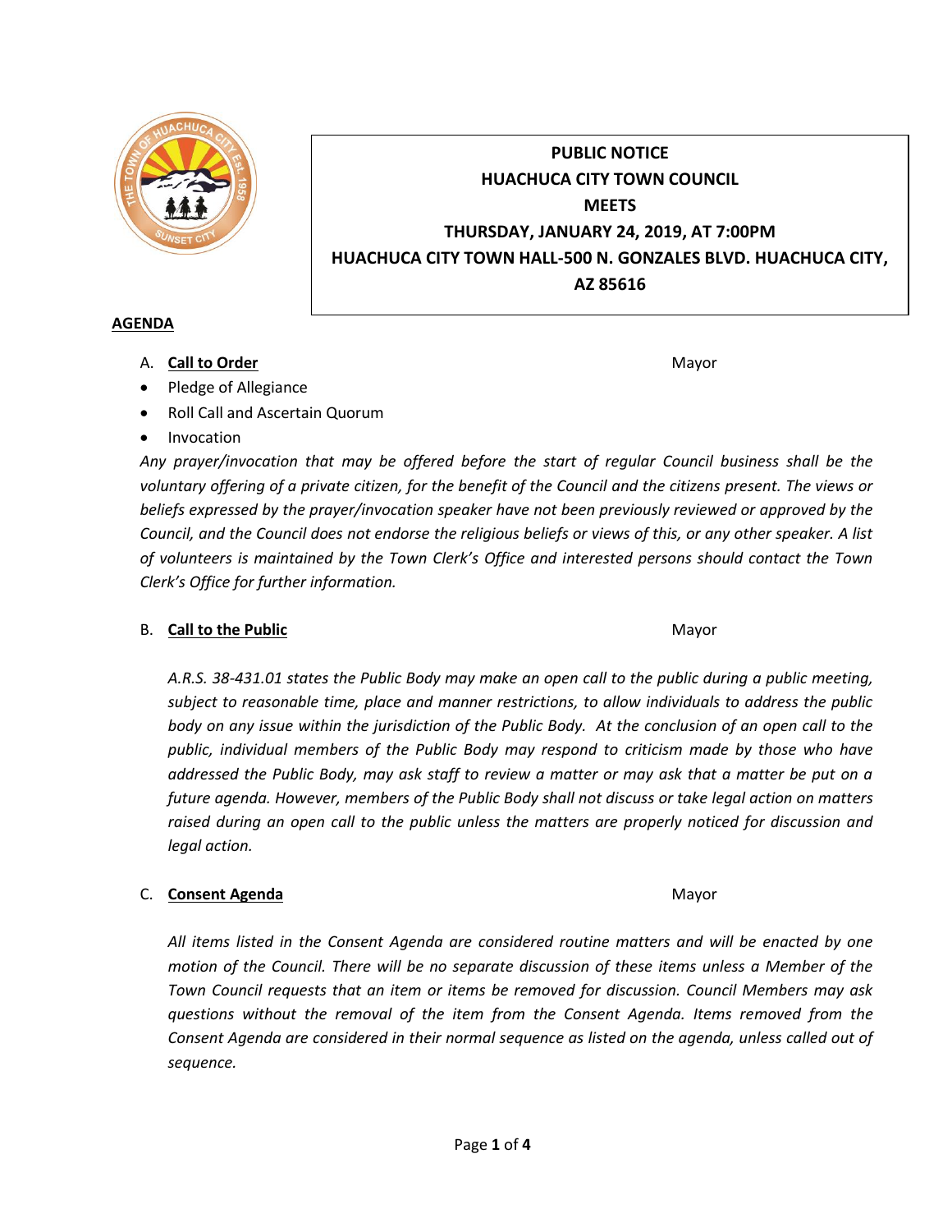**PUBLIC NOTICE**
**HUACHUCA CITY TOWN COUNCIL**
**MEETS**
**THURSDAY, JANUARY 24, 2019, AT 7:00PM**
**HUACHUCA CITY TOWN HALL-500 N. GONZALES BLVD. HUACHUCA CITY, AZ 85616**

## AGENDA

A. **Call to Order** Mayor

- Pledge of Allegiance
- Roll Call and Ascertain Quorum
- Invocation

*Any prayer/invocation that may be offered before the start of regular Council business shall be the voluntary offering of a private citizen, for the benefit of the Council and the citizens present. The views or beliefs expressed by the prayer/invocation speaker have not been previously reviewed or approved by the Council, and the Council does not endorse the religious beliefs or views of this, or any other speaker. A list of volunteers is maintained by the Town Clerk's Office and interested persons should contact the Town Clerk's Office for further information.*

B. **Call to the Public** Mayor

*A.R.S. 38-431.01 states the Public Body may make an open call to the public during a public meeting, subject to reasonable time, place and manner restrictions, to allow individuals to address the public body on any issue within the jurisdiction of the Public Body. At the conclusion of an open call to the public, individual members of the Public Body may respond to criticism made by those who have addressed the Public Body, may ask staff to review a matter or may ask that a matter be put on a future agenda. However, members of the Public Body shall not discuss or take legal action on matters raised during an open call to the public unless the matters are properly noticed for discussion and legal action.*

C. **Consent Agenda** Mayor

*All items listed in the Consent Agenda are considered routine matters and will be enacted by one motion of the Council. There will be no separate discussion of these items unless a Member of the Town Council requests that an item or items be removed for discussion. Council Members may ask questions without the removal of the item from the Consent Agenda. Items removed from the Consent Agenda are considered in their normal sequence as listed on the agenda, unless called out of sequence.*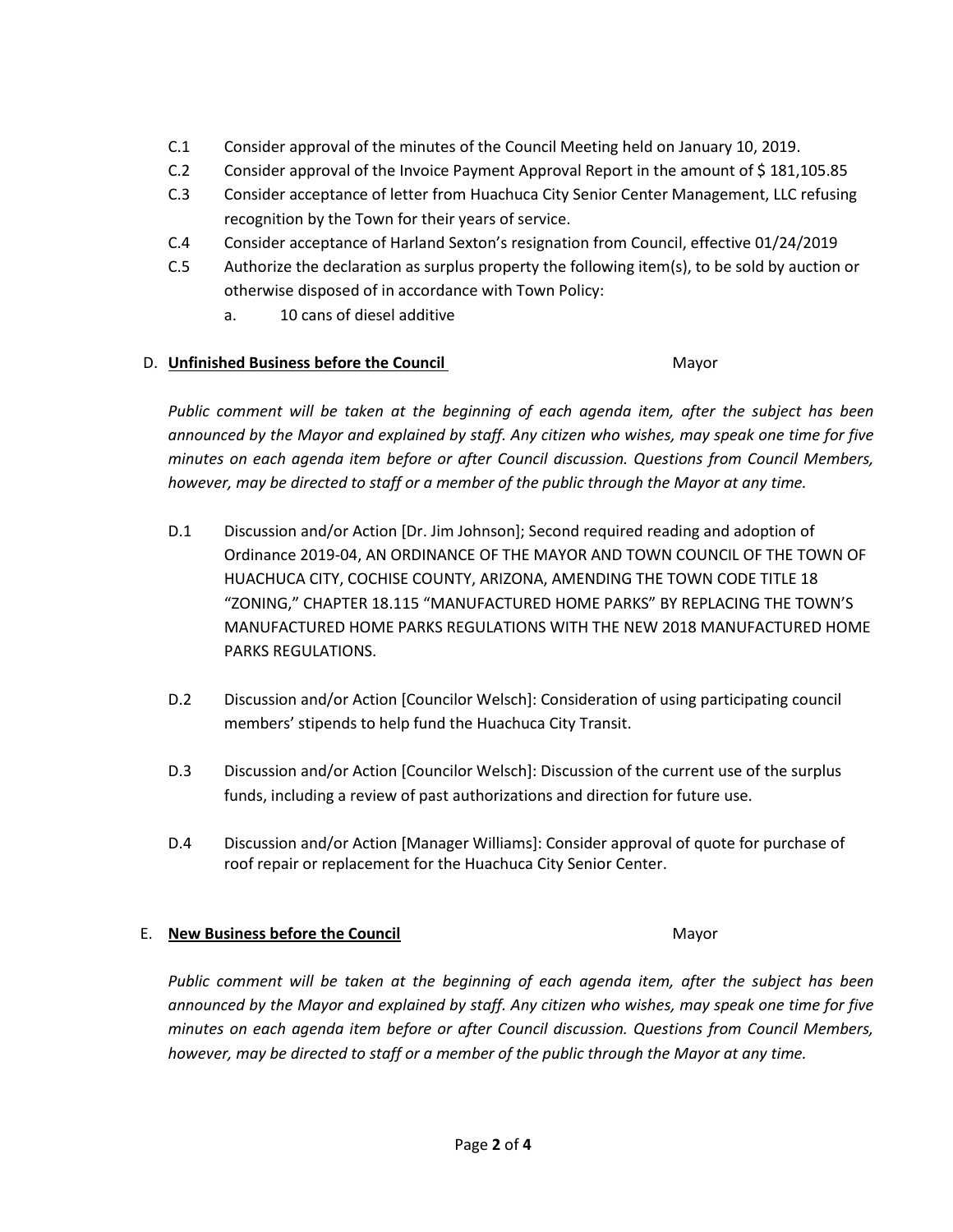C.1 Consider approval of the minutes of the Council Meeting held on January 10, 2019.

C.2 Consider approval of the Invoice Payment Approval Report in the amount of $ 181,105.85

C.3 Consider acceptance of letter from Huachuca City Senior Center Management, LLC refusing recognition by the Town for their years of service.

C.4 Consider acceptance of Harland Sexton's resignation from Council, effective 01/24/2019

C.5 Authorize the declaration as surplus property the following item(s), to be sold by auction or otherwise disposed of in accordance with Town Policy:

  a. 10 cans of diesel additive

## D. **Unfinished Business before the Council** Mayor

*Public comment will be taken at the beginning of each agenda item, after the subject has been announced by the Mayor and explained by staff. Any citizen who wishes, may speak one time for five minutes on each agenda item before or after Council discussion. Questions from Council Members, however, may be directed to staff or a member of the public through the Mayor at any time.*

D.1 Discussion and/or Action [Dr. Jim Johnson]; Second required reading and adoption of Ordinance 2019-04, AN ORDINANCE OF THE MAYOR AND TOWN COUNCIL OF THE TOWN OF HUACHUCA CITY, COCHISE COUNTY, ARIZONA, AMENDING THE TOWN CODE TITLE 18 "ZONING," CHAPTER 18.115 "MANUFACTURED HOME PARKS" BY REPLACING THE TOWN'S MANUFACTURED HOME PARKS REGULATIONS WITH THE NEW 2018 MANUFACTURED HOME PARKS REGULATIONS.

D.2 Discussion and/or Action [Councilor Welsch]: Consideration of using participating council members' stipends to help fund the Huachuca City Transit.

D.3 Discussion and/or Action [Councilor Welsch]: Discussion of the current use of the surplus funds, including a review of past authorizations and direction for future use.

D.4 Discussion and/or Action [Manager Williams]: Consider approval of quote for purchase of roof repair or replacement for the Huachuca City Senior Center.

## E. **New Business before the Council** Mayor

*Public comment will be taken at the beginning of each agenda item, after the subject has been announced by the Mayor and explained by staff. Any citizen who wishes, may speak one time for five minutes on each agenda item before or after Council discussion. Questions from Council Members, however, may be directed to staff or a member of the public through the Mayor at any time.*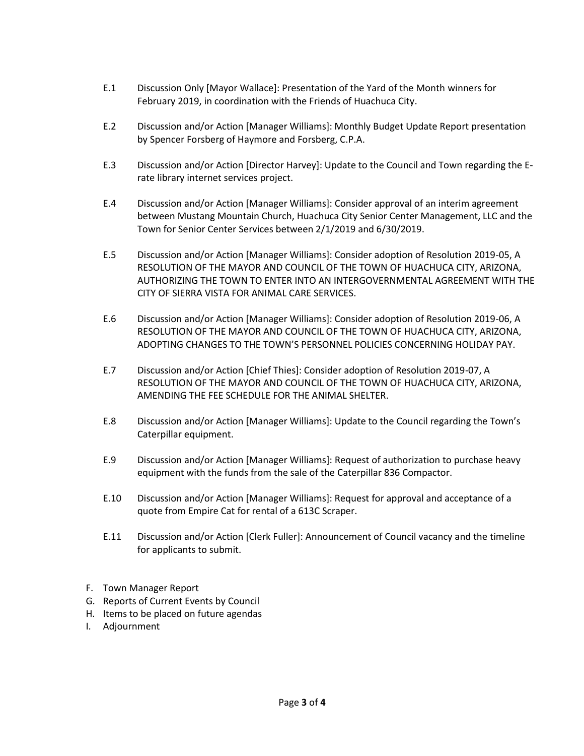E.1 Discussion Only [Mayor Wallace]: Presentation of the Yard of the Month winners for February 2019, in coordination with the Friends of Huachuca City.

E.2 Discussion and/or Action [Manager Williams]: Monthly Budget Update Report presentation by Spencer Forsberg of Haymore and Forsberg, C.P.A.

E.3 Discussion and/or Action [Director Harvey]: Update to the Council and Town regarding the E-rate library internet services project.

E.4 Discussion and/or Action [Manager Williams]: Consider approval of an interim agreement between Mustang Mountain Church, Huachuca City Senior Center Management, LLC and the Town for Senior Center Services between 2/1/2019 and 6/30/2019.

E.5 Discussion and/or Action [Manager Williams]: Consider adoption of Resolution 2019-05, A RESOLUTION OF THE MAYOR AND COUNCIL OF THE TOWN OF HUACHUCA CITY, ARIZONA, AUTHORIZING THE TOWN TO ENTER INTO AN INTERGOVERNMENTAL AGREEMENT WITH THE CITY OF SIERRA VISTA FOR ANIMAL CARE SERVICES.

E.6 Discussion and/or Action [Manager Williams]: Consider adoption of Resolution 2019-06, A RESOLUTION OF THE MAYOR AND COUNCIL OF THE TOWN OF HUACHUCA CITY, ARIZONA, ADOPTING CHANGES TO THE TOWN'S PERSONNEL POLICIES CONCERNING HOLIDAY PAY.

E.7 Discussion and/or Action [Chief Thies]: Consider adoption of Resolution 2019-07, A RESOLUTION OF THE MAYOR AND COUNCIL OF THE TOWN OF HUACHUCA CITY, ARIZONA, AMENDING THE FEE SCHEDULE FOR THE ANIMAL SHELTER.

E.8 Discussion and/or Action [Manager Williams]: Update to the Council regarding the Town's Caterpillar equipment.

E.9 Discussion and/or Action [Manager Williams]: Request of authorization to purchase heavy equipment with the funds from the sale of the Caterpillar 836 Compactor.

E.10 Discussion and/or Action [Manager Williams]: Request for approval and acceptance of a quote from Empire Cat for rental of a 613C Scraper.

E.11 Discussion and/or Action [Clerk Fuller]: Announcement of Council vacancy and the timeline for applicants to submit.

F. Town Manager Report
G. Reports of Current Events by Council
H. Items to be placed on future agendas
I. Adjournment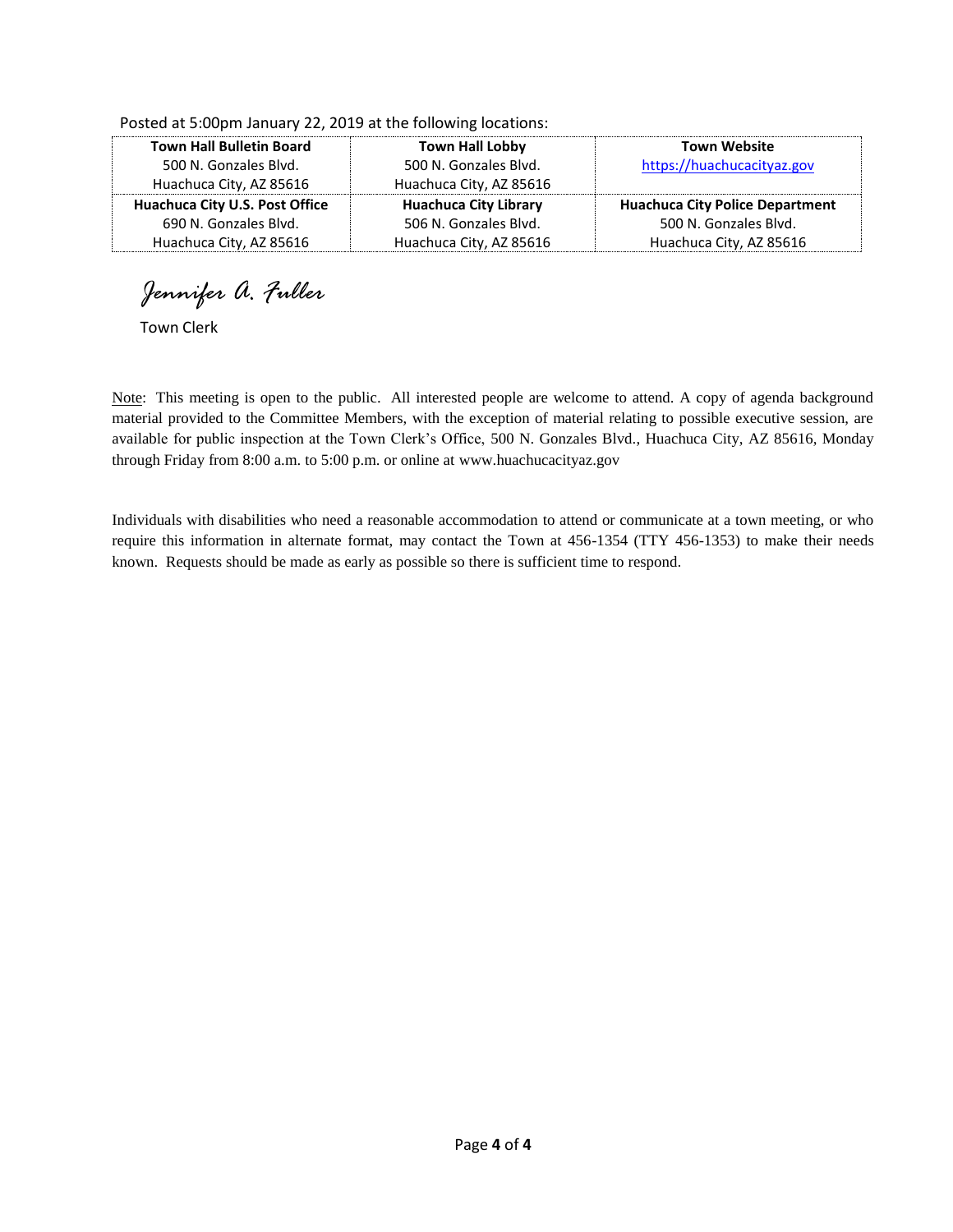Posted at 5:00pm January 22, 2019 at the following locations:

| | | |
|---|---|---|
| **Town Hall Bulletin Board**<br>500 N. Gonzales Blvd.<br>Huachuca City, AZ 85616 | **Town Hall Lobby**<br>500 N. Gonzales Blvd.<br>Huachuca City, AZ 85616 | **Town Website**<br>https://huachucacityaz.gov |
| **Huachuca City U.S. Post Office**<br>690 N. Gonzales Blvd.<br>Huachuca City, AZ 85616 | **Huachuca City Library**<br>506 N. Gonzales Blvd.<br>Huachuca City, AZ 85616 | **Huachuca City Police Department**<br>500 N. Gonzales Blvd.<br>Huachuca City, AZ 85616 |

*Jennifer A. Fuller*

Town Clerk

Note: This meeting is open to the public. All interested people are welcome to attend. A copy of agenda background material provided to the Committee Members, with the exception of material relating to possible executive session, are available for public inspection at the Town Clerk's Office, 500 N. Gonzales Blvd., Huachuca City, AZ 85616, Monday through Friday from 8:00 a.m. to 5:00 p.m. or online at www.huachucacityaz.gov

Individuals with disabilities who need a reasonable accommodation to attend or communicate at a town meeting, or who require this information in alternate format, may contact the Town at 456-1354 (TTY 456-1353) to make their needs known. Requests should be made as early as possible so there is sufficient time to respond.